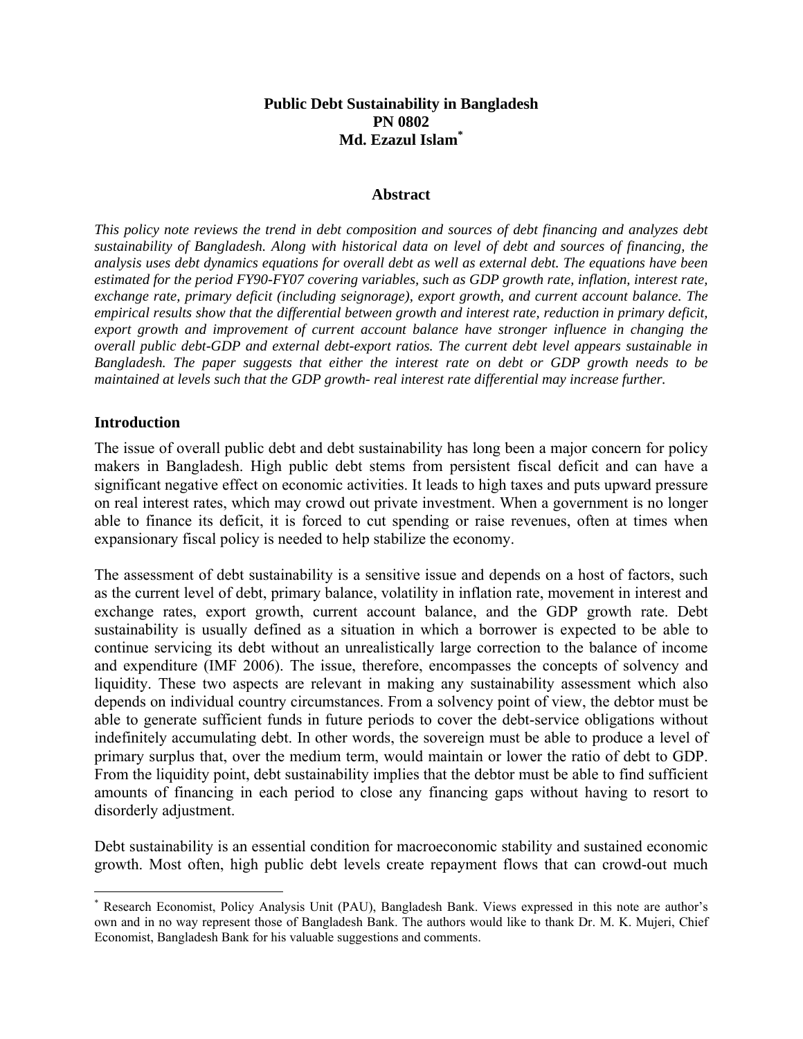# Public Debt Sustainability in Bangladesh

**PN 0802**

**Md. Ezazul Islam***

## Abstract

*This policy note reviews the trend in debt composition and sources of debt financing and analyzes debt sustainability of Bangladesh. Along with historical data on level of debt and sources of financing, the analysis uses debt dynamics equations for overall debt as well as external debt. The equations have been estimated for the period FY90-FY07 covering variables, such as GDP growth rate, inflation, interest rate, exchange rate, primary deficit (including seignorage), export growth, and current account balance. The empirical results show that the differential between growth and interest rate, reduction in primary deficit, export growth and improvement of current account balance have stronger influence in changing the overall public debt-GDP and external debt-export ratios. The current debt level appears sustainable in Bangladesh. The paper suggests that either the interest rate on debt or GDP growth needs to be maintained at levels such that the GDP growth- real interest rate differential may increase further.*

## Introduction

The issue of overall public debt and debt sustainability has long been a major concern for policy makers in Bangladesh. High public debt stems from persistent fiscal deficit and can have a significant negative effect on economic activities. It leads to high taxes and puts upward pressure on real interest rates, which may crowd out private investment. When a government is no longer able to finance its deficit, it is forced to cut spending or raise revenues, often at times when expansionary fiscal policy is needed to help stabilize the economy.

The assessment of debt sustainability is a sensitive issue and depends on a host of factors, such as the current level of debt, primary balance, volatility in inflation rate, movement in interest and exchange rates, export growth, current account balance, and the GDP growth rate. Debt sustainability is usually defined as a situation in which a borrower is expected to be able to continue servicing its debt without an unrealistically large correction to the balance of income and expenditure (IMF 2006). The issue, therefore, encompasses the concepts of solvency and liquidity. These two aspects are relevant in making any sustainability assessment which also depends on individual country circumstances. From a solvency point of view, the debtor must be able to generate sufficient funds in future periods to cover the debt-service obligations without indefinitely accumulating debt. In other words, the sovereign must be able to produce a level of primary surplus that, over the medium term, would maintain or lower the ratio of debt to GDP. From the liquidity point, debt sustainability implies that the debtor must be able to find sufficient amounts of financing in each period to close any financing gaps without having to resort to disorderly adjustment.

Debt sustainability is an essential condition for macroeconomic stability and sustained economic growth. Most often, high public debt levels create repayment flows that can crowd-out much

---

* Research Economist, Policy Analysis Unit (PAU), Bangladesh Bank. Views expressed in this note are author's own and in no way represent those of Bangladesh Bank. The authors would like to thank Dr. M. K. Mujeri, Chief Economist, Bangladesh Bank for his valuable suggestions and comments.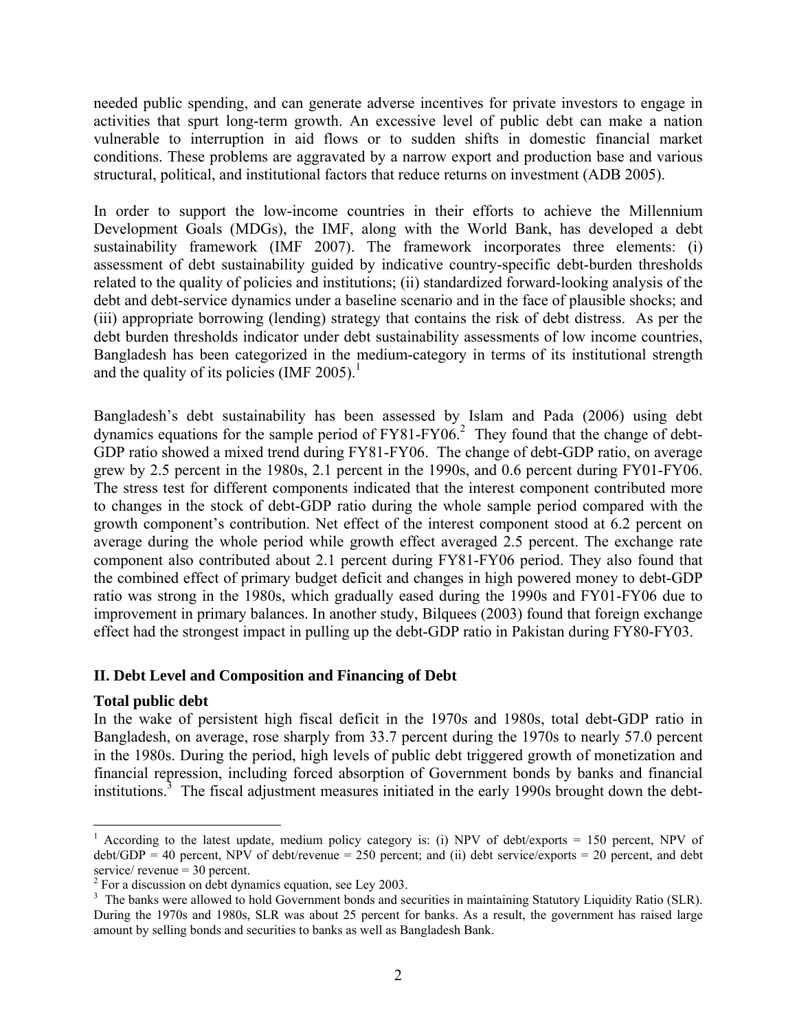needed public spending, and can generate adverse incentives for private investors to engage in activities that spurt long-term growth. An excessive level of public debt can make a nation vulnerable to interruption in aid flows or to sudden shifts in domestic financial market conditions. These problems are aggravated by a narrow export and production base and various structural, political, and institutional factors that reduce returns on investment (ADB 2005).

In order to support the low-income countries in their efforts to achieve the Millennium Development Goals (MDGs), the IMF, along with the World Bank, has developed a debt sustainability framework (IMF 2007). The framework incorporates three elements: (i) assessment of debt sustainability guided by indicative country-specific debt-burden thresholds related to the quality of policies and institutions; (ii) standardized forward-looking analysis of the debt and debt-service dynamics under a baseline scenario and in the face of plausible shocks; and (iii) appropriate borrowing (lending) strategy that contains the risk of debt distress. As per the debt burden thresholds indicator under debt sustainability assessments of low income countries, Bangladesh has been categorized in the medium-category in terms of its institutional strength and the quality of its policies (IMF 2005).[1]

Bangladesh's debt sustainability has been assessed by Islam and Pada (2006) using debt dynamics equations for the sample period of FY81-FY06.[2] They found that the change of debt-GDP ratio showed a mixed trend during FY81-FY06. The change of debt-GDP ratio, on average grew by 2.5 percent in the 1980s, 2.1 percent in the 1990s, and 0.6 percent during FY01-FY06. The stress test for different components indicated that the interest component contributed more to changes in the stock of debt-GDP ratio during the whole sample period compared with the growth component's contribution. Net effect of the interest component stood at 6.2 percent on average during the whole period while growth effect averaged 2.5 percent. The exchange rate component also contributed about 2.1 percent during FY81-FY06 period. They also found that the combined effect of primary budget deficit and changes in high powered money to debt-GDP ratio was strong in the 1980s, which gradually eased during the 1990s and FY01-FY06 due to improvement in primary balances. In another study, Bilquees (2003) found that foreign exchange effect had the strongest impact in pulling up the debt-GDP ratio in Pakistan during FY80-FY03.

## II. Debt Level and Composition and Financing of Debt

### Total public debt

In the wake of persistent high fiscal deficit in the 1970s and 1980s, total debt-GDP ratio in Bangladesh, on average, rose sharply from 33.7 percent during the 1970s to nearly 57.0 percent in the 1980s. During the period, high levels of public debt triggered growth of monetization and financial repression, including forced absorption of Government bonds by banks and financial institutions.[3] The fiscal adjustment measures initiated in the early 1990s brought down the debt-

---

[1] According to the latest update, medium policy category is: (i) NPV of debt/exports = 150 percent, NPV of debt/GDP = 40 percent, NPV of debt/revenue = 250 percent; and (ii) debt service/exports = 20 percent, and debt service/ revenue = 30 percent.

[2] For a discussion on debt dynamics equation, see Ley 2003.

[3] The banks were allowed to hold Government bonds and securities in maintaining Statutory Liquidity Ratio (SLR). During the 1970s and 1980s, SLR was about 25 percent for banks. As a result, the government has raised large amount by selling bonds and securities to banks as well as Bangladesh Bank.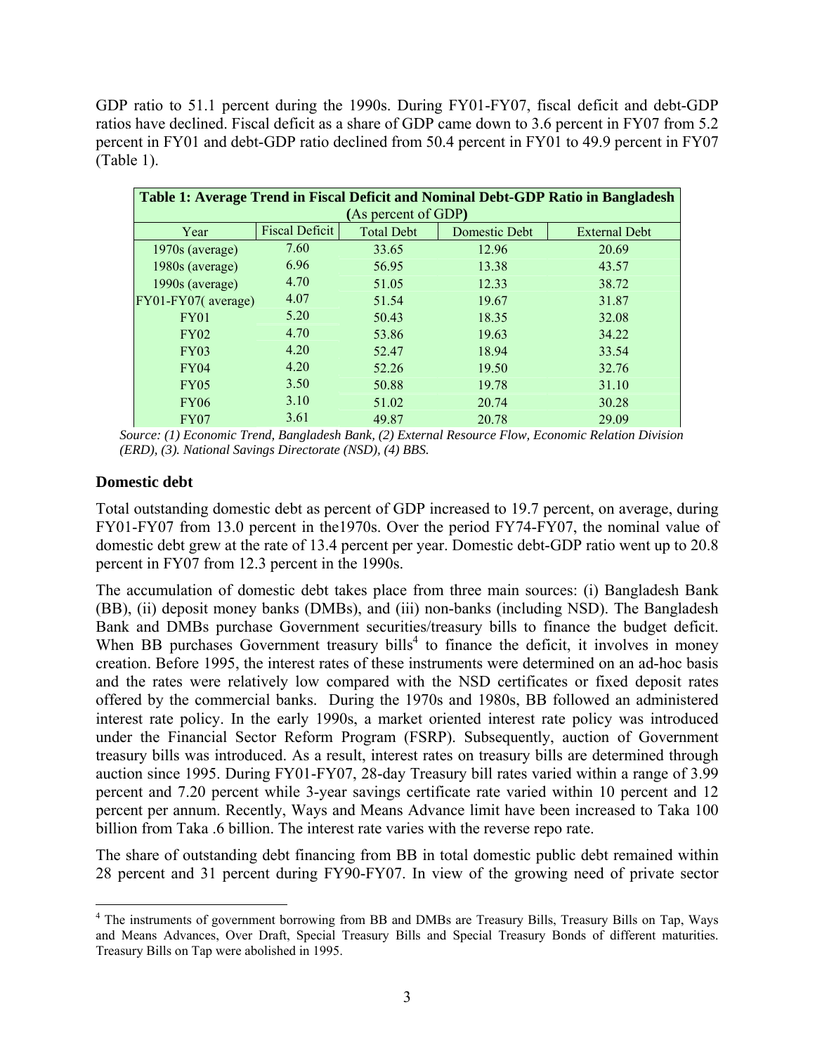GDP ratio to 51.1 percent during the 1990s. During FY01-FY07, fiscal deficit and debt-GDP ratios have declined. Fiscal deficit as a share of GDP came down to 3.6 percent in FY07 from 5.2 percent in FY01 and debt-GDP ratio declined from 50.4 percent in FY01 to 49.9 percent in FY07 (Table 1).

**Table 1: Average Trend in Fiscal Deficit and Nominal Debt-GDP Ratio in Bangladesh (As percent of GDP)**

| Year | Fiscal Deficit | Total Debt | Domestic Debt | External Debt |
|---|---|---|---|---|
| 1970s (average) | 7.60 | 33.65 | 12.96 | 20.69 |
| 1980s (average) | 6.96 | 56.95 | 13.38 | 43.57 |
| 1990s (average) | 4.70 | 51.05 | 12.33 | 38.72 |
| FY01-FY07( average) | 4.07 | 51.54 | 19.67 | 31.87 |
| FY01 | 5.20 | 50.43 | 18.35 | 32.08 |
| FY02 | 4.70 | 53.86 | 19.63 | 34.22 |
| FY03 | 4.20 | 52.47 | 18.94 | 33.54 |
| FY04 | 4.20 | 52.26 | 19.50 | 32.76 |
| FY05 | 3.50 | 50.88 | 19.78 | 31.10 |
| FY06 | 3.10 | 51.02 | 20.74 | 30.28 |
| FY07 | 3.61 | 49.87 | 20.78 | 29.09 |

*Source: (1) Economic Trend, Bangladesh Bank, (2) External Resource Flow, Economic Relation Division (ERD), (3). National Savings Directorate (NSD), (4) BBS.*

### Domestic debt

Total outstanding domestic debt as percent of GDP increased to 19.7 percent, on average, during FY01-FY07 from 13.0 percent in the1970s. Over the period FY74-FY07, the nominal value of domestic debt grew at the rate of 13.4 percent per year. Domestic debt-GDP ratio went up to 20.8 percent in FY07 from 12.3 percent in the 1990s.

The accumulation of domestic debt takes place from three main sources: (i) Bangladesh Bank (BB), (ii) deposit money banks (DMBs), and (iii) non-banks (including NSD). The Bangladesh Bank and DMBs purchase Government securities/treasury bills to finance the budget deficit. When BB purchases Government treasury bills[4] to finance the deficit, it involves in money creation. Before 1995, the interest rates of these instruments were determined on an ad-hoc basis and the rates were relatively low compared with the NSD certificates or fixed deposit rates offered by the commercial banks. During the 1970s and 1980s, BB followed an administered interest rate policy. In the early 1990s, a market oriented interest rate policy was introduced under the Financial Sector Reform Program (FSRP). Subsequently, auction of Government treasury bills was introduced. As a result, interest rates on treasury bills are determined through auction since 1995. During FY01-FY07, 28-day Treasury bill rates varied within a range of 3.99 percent and 7.20 percent while 3-year savings certificate rate varied within 10 percent and 12 percent per annum. Recently, Ways and Means Advance limit have been increased to Taka 100 billion from Taka .6 billion. The interest rate varies with the reverse repo rate.

The share of outstanding debt financing from BB in total domestic public debt remained within 28 percent and 31 percent during FY90-FY07. In view of the growing need of private sector

[4] The instruments of government borrowing from BB and DMBs are Treasury Bills, Treasury Bills on Tap, Ways and Means Advances, Over Draft, Special Treasury Bills and Special Treasury Bonds of different maturities. Treasury Bills on Tap were abolished in 1995.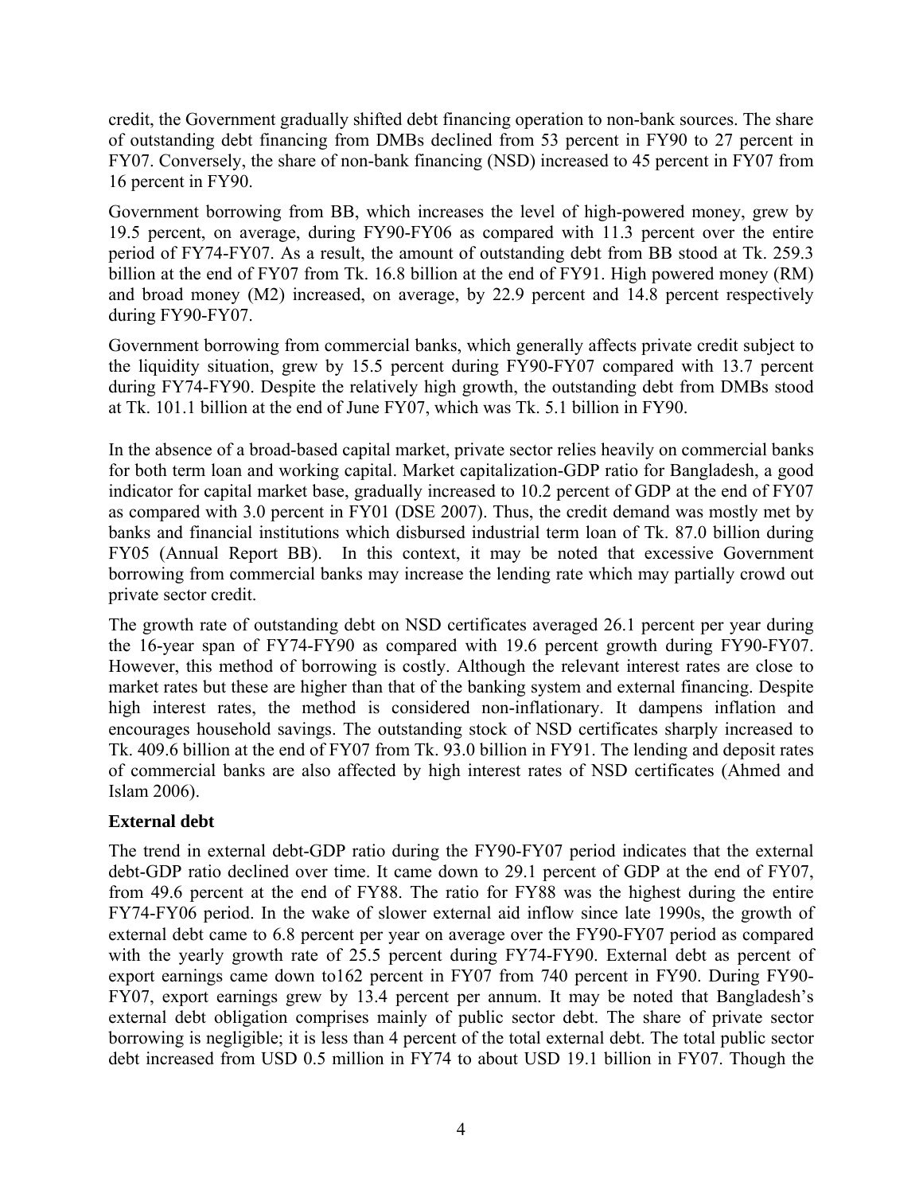credit, the Government gradually shifted debt financing operation to non-bank sources. The share of outstanding debt financing from DMBs declined from 53 percent in FY90 to 27 percent in FY07. Conversely, the share of non-bank financing (NSD) increased to 45 percent in FY07 from 16 percent in FY90.

Government borrowing from BB, which increases the level of high-powered money, grew by 19.5 percent, on average, during FY90-FY06 as compared with 11.3 percent over the entire period of FY74-FY07. As a result, the amount of outstanding debt from BB stood at Tk. 259.3 billion at the end of FY07 from Tk. 16.8 billion at the end of FY91. High powered money (RM) and broad money (M2) increased, on average, by 22.9 percent and 14.8 percent respectively during FY90-FY07.

Government borrowing from commercial banks, which generally affects private credit subject to the liquidity situation, grew by 15.5 percent during FY90-FY07 compared with 13.7 percent during FY74-FY90. Despite the relatively high growth, the outstanding debt from DMBs stood at Tk. 101.1 billion at the end of June FY07, which was Tk. 5.1 billion in FY90.

In the absence of a broad-based capital market, private sector relies heavily on commercial banks for both term loan and working capital. Market capitalization-GDP ratio for Bangladesh, a good indicator for capital market base, gradually increased to 10.2 percent of GDP at the end of FY07 as compared with 3.0 percent in FY01 (DSE 2007). Thus, the credit demand was mostly met by banks and financial institutions which disbursed industrial term loan of Tk. 87.0 billion during FY05 (Annual Report BB). In this context, it may be noted that excessive Government borrowing from commercial banks may increase the lending rate which may partially crowd out private sector credit.

The growth rate of outstanding debt on NSD certificates averaged 26.1 percent per year during the 16-year span of FY74-FY90 as compared with 19.6 percent growth during FY90-FY07. However, this method of borrowing is costly. Although the relevant interest rates are close to market rates but these are higher than that of the banking system and external financing. Despite high interest rates, the method is considered non-inflationary. It dampens inflation and encourages household savings. The outstanding stock of NSD certificates sharply increased to Tk. 409.6 billion at the end of FY07 from Tk. 93.0 billion in FY91. The lending and deposit rates of commercial banks are also affected by high interest rates of NSD certificates (Ahmed and Islam 2006).

### External debt

The trend in external debt-GDP ratio during the FY90-FY07 period indicates that the external debt-GDP ratio declined over time. It came down to 29.1 percent of GDP at the end of FY07, from 49.6 percent at the end of FY88. The ratio for FY88 was the highest during the entire FY74-FY06 period. In the wake of slower external aid inflow since late 1990s, the growth of external debt came to 6.8 percent per year on average over the FY90-FY07 period as compared with the yearly growth rate of 25.5 percent during FY74-FY90. External debt as percent of export earnings came down to162 percent in FY07 from 740 percent in FY90. During FY90-FY07, export earnings grew by 13.4 percent per annum. It may be noted that Bangladesh's external debt obligation comprises mainly of public sector debt. The share of private sector borrowing is negligible; it is less than 4 percent of the total external debt. The total public sector debt increased from USD 0.5 million in FY74 to about USD 19.1 billion in FY07. Though the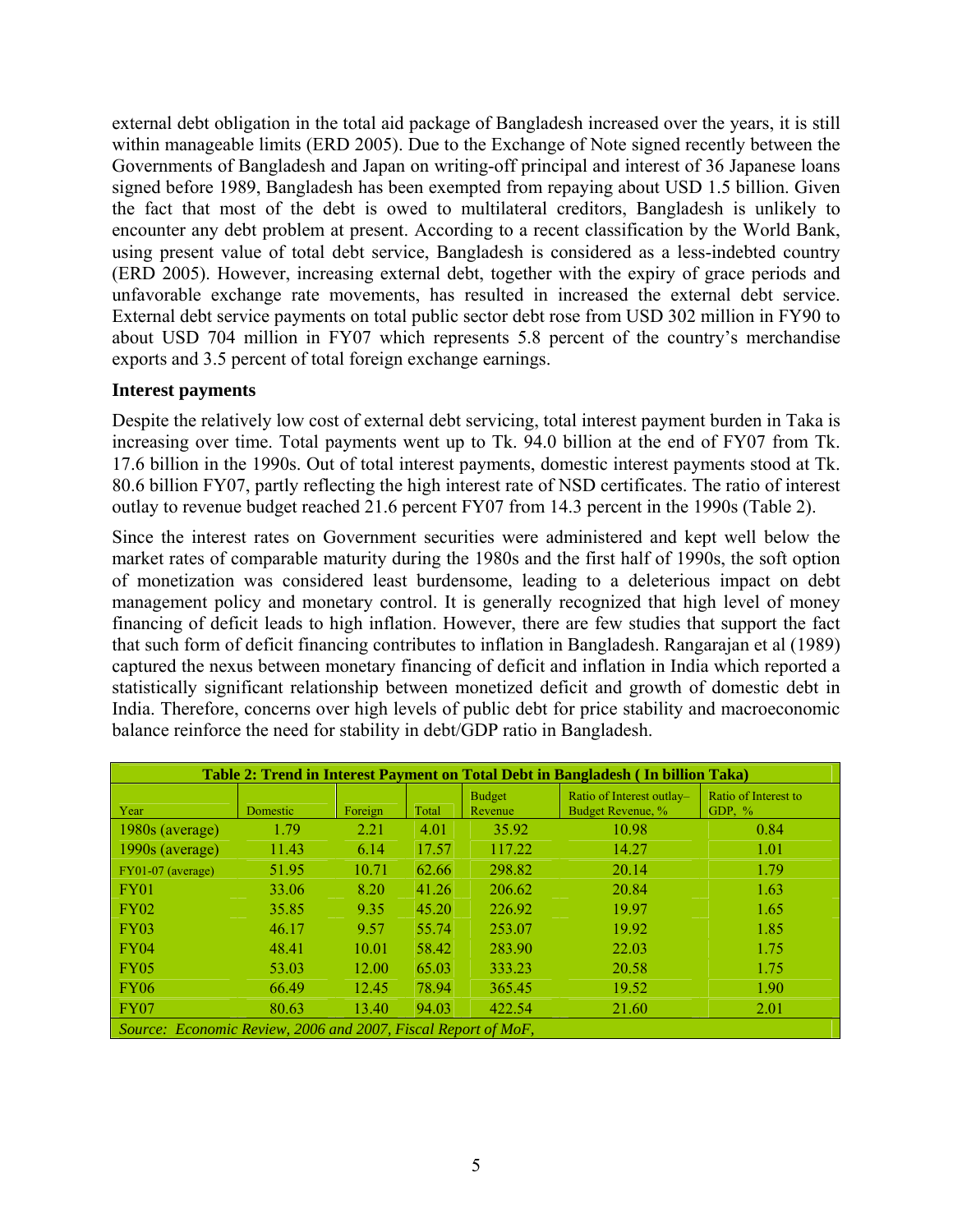external debt obligation in the total aid package of Bangladesh increased over the years, it is still within manageable limits (ERD 2005). Due to the Exchange of Note signed recently between the Governments of Bangladesh and Japan on writing-off principal and interest of 36 Japanese loans signed before 1989, Bangladesh has been exempted from repaying about USD 1.5 billion. Given the fact that most of the debt is owed to multilateral creditors, Bangladesh is unlikely to encounter any debt problem at present. According to a recent classification by the World Bank, using present value of total debt service, Bangladesh is considered as a less-indebted country (ERD 2005). However, increasing external debt, together with the expiry of grace periods and unfavorable exchange rate movements, has resulted in increased the external debt service. External debt service payments on total public sector debt rose from USD 302 million in FY90 to about USD 704 million in FY07 which represents 5.8 percent of the country's merchandise exports and 3.5 percent of total foreign exchange earnings.

### Interest payments

Despite the relatively low cost of external debt servicing, total interest payment burden in Taka is increasing over time. Total payments went up to Tk. 94.0 billion at the end of FY07 from Tk. 17.6 billion in the 1990s. Out of total interest payments, domestic interest payments stood at Tk. 80.6 billion FY07, partly reflecting the high interest rate of NSD certificates. The ratio of interest outlay to revenue budget reached 21.6 percent FY07 from 14.3 percent in the 1990s (Table 2).

Since the interest rates on Government securities were administered and kept well below the market rates of comparable maturity during the 1980s and the first half of 1990s, the soft option of monetization was considered least burdensome, leading to a deleterious impact on debt management policy and monetary control. It is generally recognized that high level of money financing of deficit leads to high inflation. However, there are few studies that support the fact that such form of deficit financing contributes to inflation in Bangladesh. Rangarajan et al (1989) captured the nexus between monetary financing of deficit and inflation in India which reported a statistically significant relationship between monetized deficit and growth of domestic debt in India. Therefore, concerns over high levels of public debt for price stability and macroeconomic balance reinforce the need for stability in debt/GDP ratio in Bangladesh.

**Table 2: Trend in Interest Payment on Total Debt in Bangladesh ( In billion Taka)**

| Year | Domestic | Foreign | Total | Budget Revenue | Ratio of Interest outlay–Budget Revenue, % | Ratio of Interest to GDP, % |
|---|---|---|---|---|---|---|
| 1980s (average) | 1.79 | 2.21 | 4.01 | 35.92 | 10.98 | 0.84 |
| 1990s (average) | 11.43 | 6.14 | 17.57 | 117.22 | 14.27 | 1.01 |
| FY01-07 (average) | 51.95 | 10.71 | 62.66 | 298.82 | 20.14 | 1.79 |
| FY01 | 33.06 | 8.20 | 41.26 | 206.62 | 20.84 | 1.63 |
| FY02 | 35.85 | 9.35 | 45.20 | 226.92 | 19.97 | 1.65 |
| FY03 | 46.17 | 9.57 | 55.74 | 253.07 | 19.92 | 1.85 |
| FY04 | 48.41 | 10.01 | 58.42 | 283.90 | 22.03 | 1.75 |
| FY05 | 53.03 | 12.00 | 65.03 | 333.23 | 20.58 | 1.75 |
| FY06 | 66.49 | 12.45 | 78.94 | 365.45 | 19.52 | 1.90 |
| FY07 | 80.63 | 13.40 | 94.03 | 422.54 | 21.60 | 2.01 |

*Source: Economic Review, 2006 and 2007, Fiscal Report of MoF,*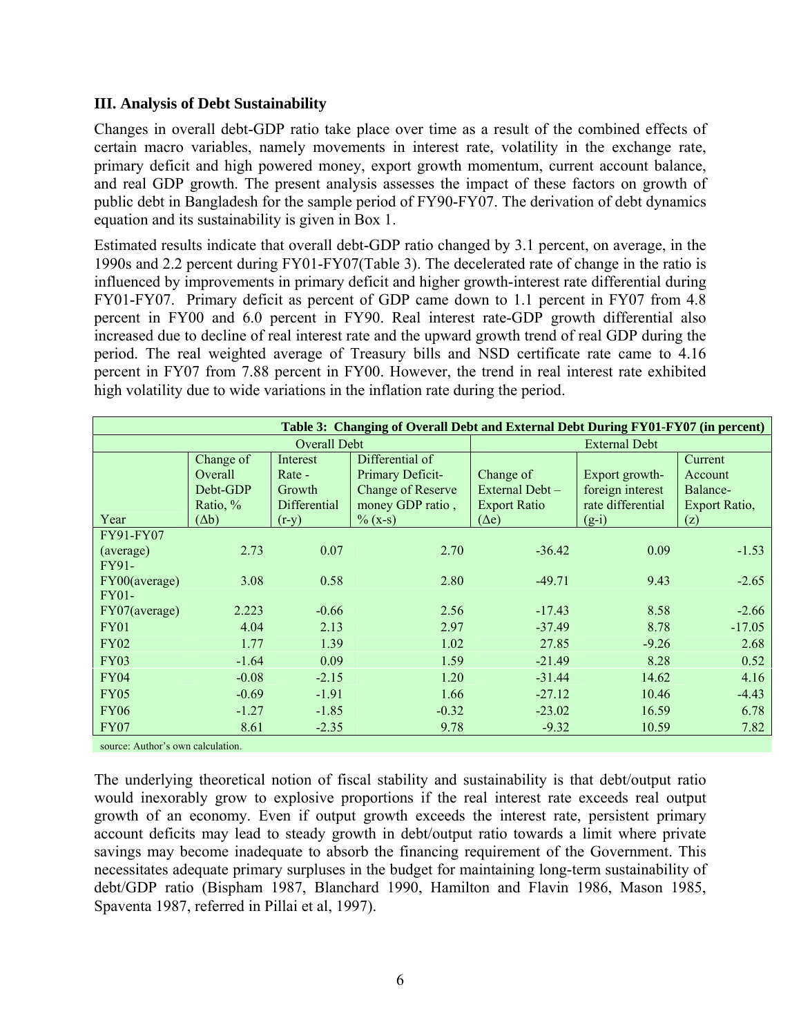### III. Analysis of Debt Sustainability

Changes in overall debt-GDP ratio take place over time as a result of the combined effects of certain macro variables, namely movements in interest rate, volatility in the exchange rate, primary deficit and high powered money, export growth momentum, current account balance, and real GDP growth. The present analysis assesses the impact of these factors on growth of public debt in Bangladesh for the sample period of FY90-FY07. The derivation of debt dynamics equation and its sustainability is given in Box 1.

Estimated results indicate that overall debt-GDP ratio changed by 3.1 percent, on average, in the 1990s and 2.2 percent during FY01-FY07(Table 3). The decelerated rate of change in the ratio is influenced by improvements in primary deficit and higher growth-interest rate differential during FY01-FY07. Primary deficit as percent of GDP came down to 1.1 percent in FY07 from 4.8 percent in FY00 and 6.0 percent in FY90. Real interest rate-GDP growth differential also increased due to decline of real interest rate and the upward growth trend of real GDP during the period. The real weighted average of Treasury bills and NSD certificate rate came to 4.16 percent in FY07 from 7.88 percent in FY00. However, the trend in real interest rate exhibited high volatility due to wide variations in the inflation rate during the period.

**Table 3: Changing of Overall Debt and External Debt During FY01-FY07 (in percent)**

| | Overall Debt | | | External Debt | | |
|---|---|---|---|---|---|---|
| Year | Change of Overall Debt-GDP Ratio, % ($\Delta$b) | Interest Rate - Growth Differential (r-y) | Differential of Primary Deficit-Change of Reserve money GDP ratio , % (x-s) | Change of External Debt – Export Ratio ($\Delta$e) | Export growth-foreign interest rate differential (g-i) | Current Account Balance-Export Ratio, (z) |
| FY91-FY07 (average) | 2.73 | 0.07 | 2.70 | -36.42 | 0.09 | -1.53 |
| FY91-FY00(average) | 3.08 | 0.58 | 2.80 | -49.71 | 9.43 | -2.65 |
| FY01-FY07(average) | 2.223 | -0.66 | 2.56 | -17.43 | 8.58 | -2.66 |
| FY01 | 4.04 | 2.13 | 2.97 | -37.49 | 8.78 | -17.05 |
| FY02 | 1.77 | 1.39 | 1.02 | 27.85 | -9.26 | 2.68 |
| FY03 | -1.64 | 0.09 | 1.59 | -21.49 | 8.28 | 0.52 |
| FY04 | -0.08 | -2.15 | 1.20 | -31.44 | 14.62 | 4.16 |
| FY05 | -0.69 | -1.91 | 1.66 | -27.12 | 10.46 | -4.43 |
| FY06 | -1.27 | -1.85 | -0.32 | -23.02 | 16.59 | 6.78 |
| FY07 | 8.61 | -2.35 | 9.78 | -9.32 | 10.59 | 7.82 |

source: Author's own calculation.

The underlying theoretical notion of fiscal stability and sustainability is that debt/output ratio would inexorably grow to explosive proportions if the real interest rate exceeds real output growth of an economy. Even if output growth exceeds the interest rate, persistent primary account deficits may lead to steady growth in debt/output ratio towards a limit where private savings may become inadequate to absorb the financing requirement of the Government. This necessitates adequate primary surpluses in the budget for maintaining long-term sustainability of debt/GDP ratio (Bispham 1987, Blanchard 1990, Hamilton and Flavin 1986, Mason 1985, Spaventa 1987, referred in Pillai et al, 1997).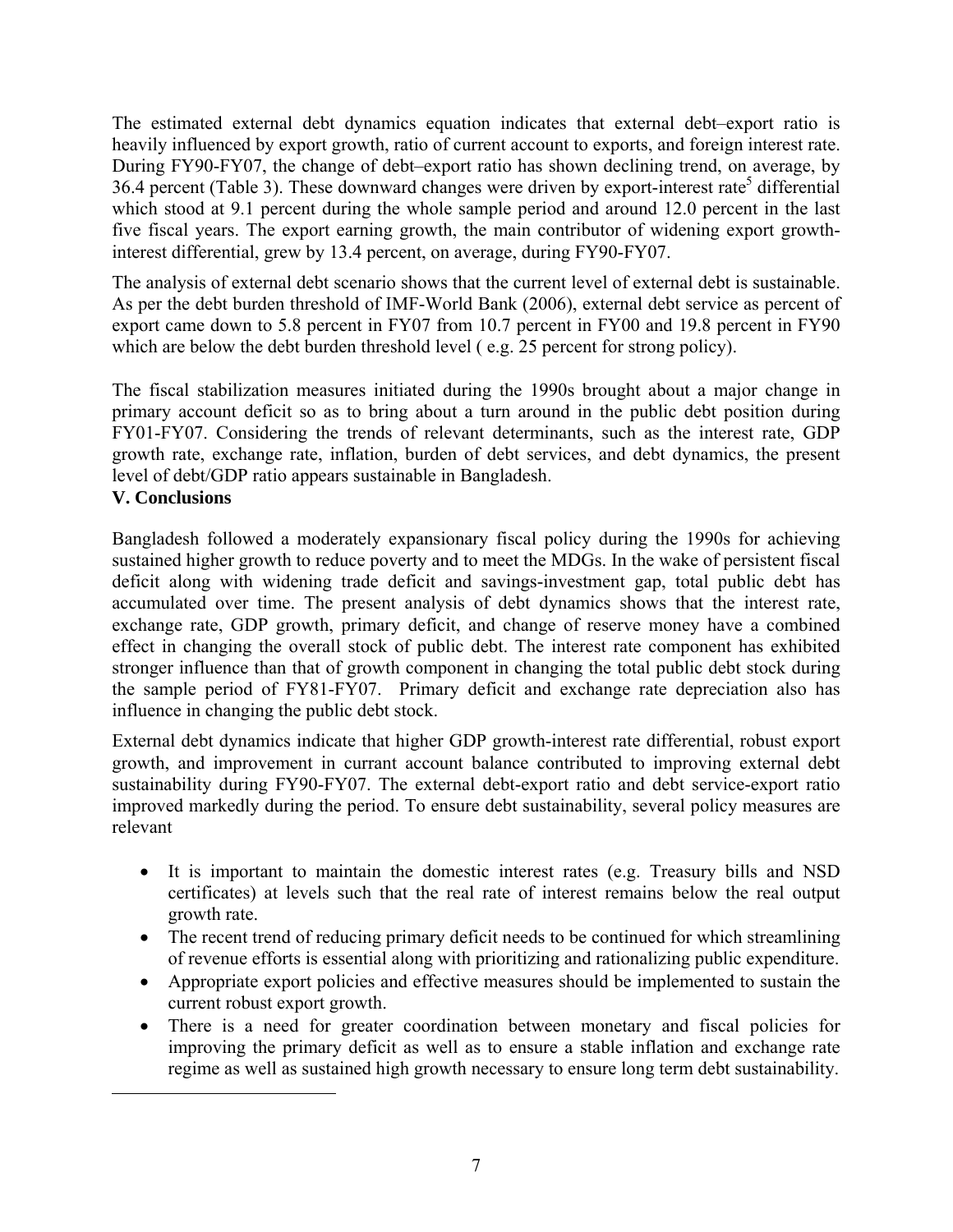The estimated external debt dynamics equation indicates that external debt–export ratio is heavily influenced by export growth, ratio of current account to exports, and foreign interest rate. During FY90-FY07, the change of debt–export ratio has shown declining trend, on average, by 36.4 percent (Table 3). These downward changes were driven by export-interest rate[5] differential which stood at 9.1 percent during the whole sample period and around 12.0 percent in the last five fiscal years. The export earning growth, the main contributor of widening export growth-interest differential, grew by 13.4 percent, on average, during FY90-FY07.

The analysis of external debt scenario shows that the current level of external debt is sustainable. As per the debt burden threshold of IMF-World Bank (2006), external debt service as percent of export came down to 5.8 percent in FY07 from 10.7 percent in FY00 and 19.8 percent in FY90 which are below the debt burden threshold level ( e.g. 25 percent for strong policy).

The fiscal stabilization measures initiated during the 1990s brought about a major change in primary account deficit so as to bring about a turn around in the public debt position during FY01-FY07. Considering the trends of relevant determinants, such as the interest rate, GDP growth rate, exchange rate, inflation, burden of debt services, and debt dynamics, the present level of debt/GDP ratio appears sustainable in Bangladesh.

## V. Conclusions

Bangladesh followed a moderately expansionary fiscal policy during the 1990s for achieving sustained higher growth to reduce poverty and to meet the MDGs. In the wake of persistent fiscal deficit along with widening trade deficit and savings-investment gap, total public debt has accumulated over time. The present analysis of debt dynamics shows that the interest rate, exchange rate, GDP growth, primary deficit, and change of reserve money have a combined effect in changing the overall stock of public debt. The interest rate component has exhibited stronger influence than that of growth component in changing the total public debt stock during the sample period of FY81-FY07. Primary deficit and exchange rate depreciation also has influence in changing the public debt stock.

External debt dynamics indicate that higher GDP growth-interest rate differential, robust export growth, and improvement in currant account balance contributed to improving external debt sustainability during FY90-FY07. The external debt-export ratio and debt service-export ratio improved markedly during the period. To ensure debt sustainability, several policy measures are relevant

- It is important to maintain the domestic interest rates (e.g. Treasury bills and NSD certificates) at levels such that the real rate of interest remains below the real output growth rate.
- The recent trend of reducing primary deficit needs to be continued for which streamlining of revenue efforts is essential along with prioritizing and rationalizing public expenditure.
- Appropriate export policies and effective measures should be implemented to sustain the current robust export growth.
- There is a need for greater coordination between monetary and fiscal policies for improving the primary deficit as well as to ensure a stable inflation and exchange rate regime as well as sustained high growth necessary to ensure long term debt sustainability.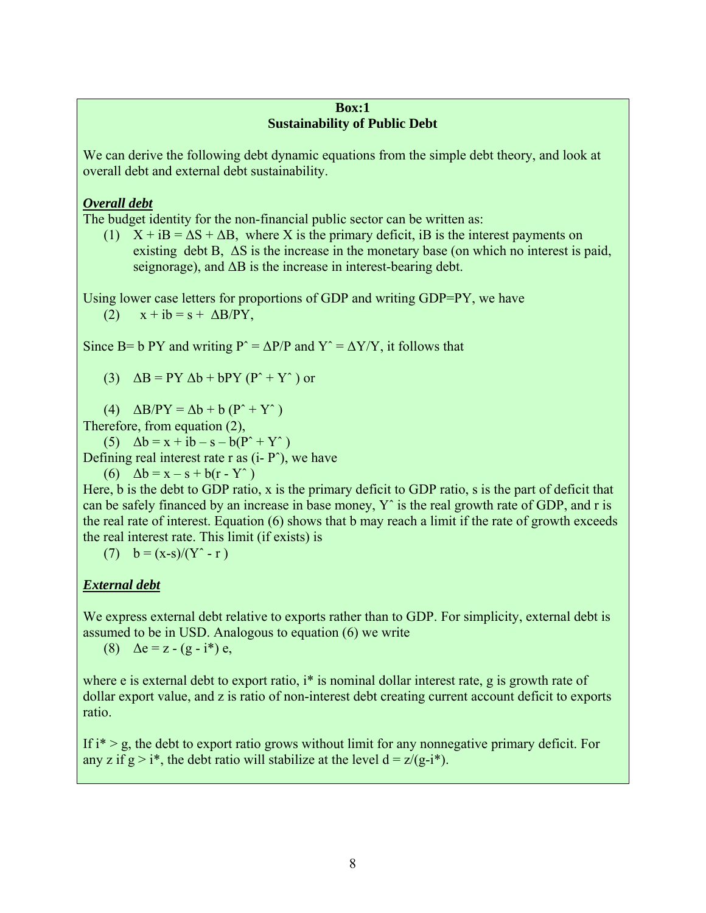**Box:1**
**Sustainability of Public Debt**

We can derive the following debt dynamic equations from the simple debt theory, and look at overall debt and external debt sustainability.

***Overall debt***

The budget identity for the non-financial public sector can be written as:

(1) $X + iB = \Delta S + \Delta B$, where X is the primary deficit, iB is the interest payments on existing debt B, $\Delta S$ is the increase in the monetary base (on which no interest is paid, seignorage), and $\Delta B$ is the increase in interest-bearing debt.

Using lower case letters for proportions of GDP and writing GDP=PY, we have

(2) $x + ib = s + \Delta B/PY$,

Since $B = b\,PY$ and writing $\hat{P} = \Delta P/P$ and $\hat{Y} = \Delta Y/Y$, it follows that

(3) $\Delta B = PY\,\Delta b + bPY\,(\hat{P} + \hat{Y})$ or

(4) $\Delta B/PY = \Delta b + b\,(\hat{P} + \hat{Y})$

Therefore, from equation (2),

(5) $\Delta b = x + ib - s - b(\hat{P} + \hat{Y})$

Defining real interest rate r as $(i - \hat{P})$, we have

(6) $\Delta b = x - s + b(r - \hat{Y})$

Here, b is the debt to GDP ratio, x is the primary deficit to GDP ratio, s is the part of deficit that can be safely financed by an increase in base money, $\hat{Y}$ is the real growth rate of GDP, and r is the real rate of interest. Equation (6) shows that b may reach a limit if the rate of growth exceeds the real interest rate. This limit (if exists) is

(7) $b = (x-s)/(\hat{Y} - r)$

***External debt***

We express external debt relative to exports rather than to GDP. For simplicity, external debt is assumed to be in USD. Analogous to equation (6) we write

(8) $\Delta e = z - (g - i^*)\,e$,

where e is external debt to export ratio, $i^*$ is nominal dollar interest rate, g is growth rate of dollar export value, and z is ratio of non-interest debt creating current account deficit to exports ratio.

If $i^* > g$, the debt to export ratio grows without limit for any nonnegative primary deficit. For any z if $g > i^*$, the debt ratio will stabilize at the level $d = z/(g-i^*)$.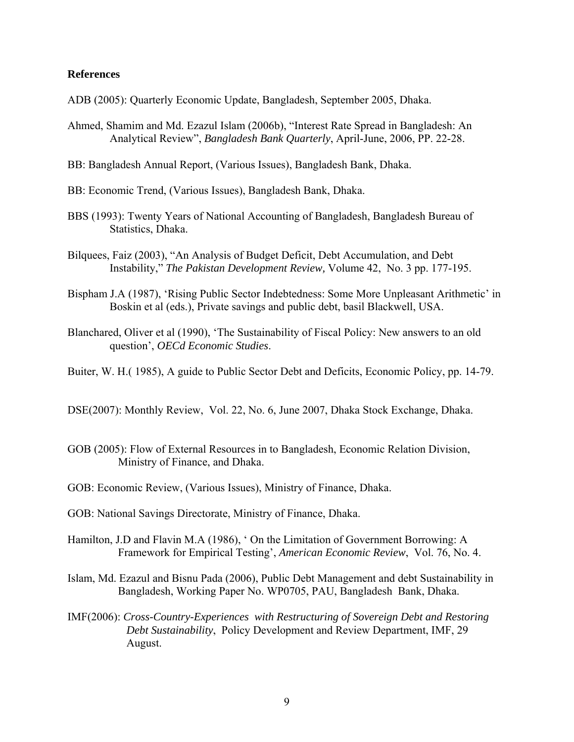**References**

ADB (2005): Quarterly Economic Update, Bangladesh, September 2005, Dhaka.

Ahmed, Shamim and Md. Ezazul Islam (2006b), "Interest Rate Spread in Bangladesh: An Analytical Review", *Bangladesh Bank Quarterly*, April-June, 2006, PP. 22-28.

BB: Bangladesh Annual Report, (Various Issues), Bangladesh Bank, Dhaka.

BB: Economic Trend, (Various Issues), Bangladesh Bank, Dhaka.

BBS (1993): Twenty Years of National Accounting of Bangladesh, Bangladesh Bureau of Statistics, Dhaka.

Bilquees, Faiz (2003), "An Analysis of Budget Deficit, Debt Accumulation, and Debt Instability," *The Pakistan Development Review,* Volume 42, No. 3 pp. 177-195.

Bispham J.A (1987), 'Rising Public Sector Indebtedness: Some More Unpleasant Arithmetic' in Boskin et al (eds.), Private savings and public debt, basil Blackwell, USA.

Blanchared, Oliver et al (1990), 'The Sustainability of Fiscal Policy: New answers to an old question', *OECd Economic Studies*.

Buiter, W. H.( 1985), A guide to Public Sector Debt and Deficits, Economic Policy, pp. 14-79.

DSE(2007): Monthly Review, Vol. 22, No. 6, June 2007, Dhaka Stock Exchange, Dhaka.

GOB (2005): Flow of External Resources in to Bangladesh, Economic Relation Division, Ministry of Finance, and Dhaka.

GOB: Economic Review, (Various Issues), Ministry of Finance, Dhaka.

GOB: National Savings Directorate, Ministry of Finance, Dhaka.

Hamilton, J.D and Flavin M.A (1986), ' On the Limitation of Government Borrowing: A Framework for Empirical Testing', *American Economic Review*, Vol. 76, No. 4.

Islam, Md. Ezazul and Bisnu Pada (2006), Public Debt Management and debt Sustainability in Bangladesh, Working Paper No. WP0705, PAU, Bangladesh Bank, Dhaka.

IMF(2006): *Cross-Country-Experiences with Restructuring of Sovereign Debt and Restoring Debt Sustainability*, Policy Development and Review Department, IMF, 29 August.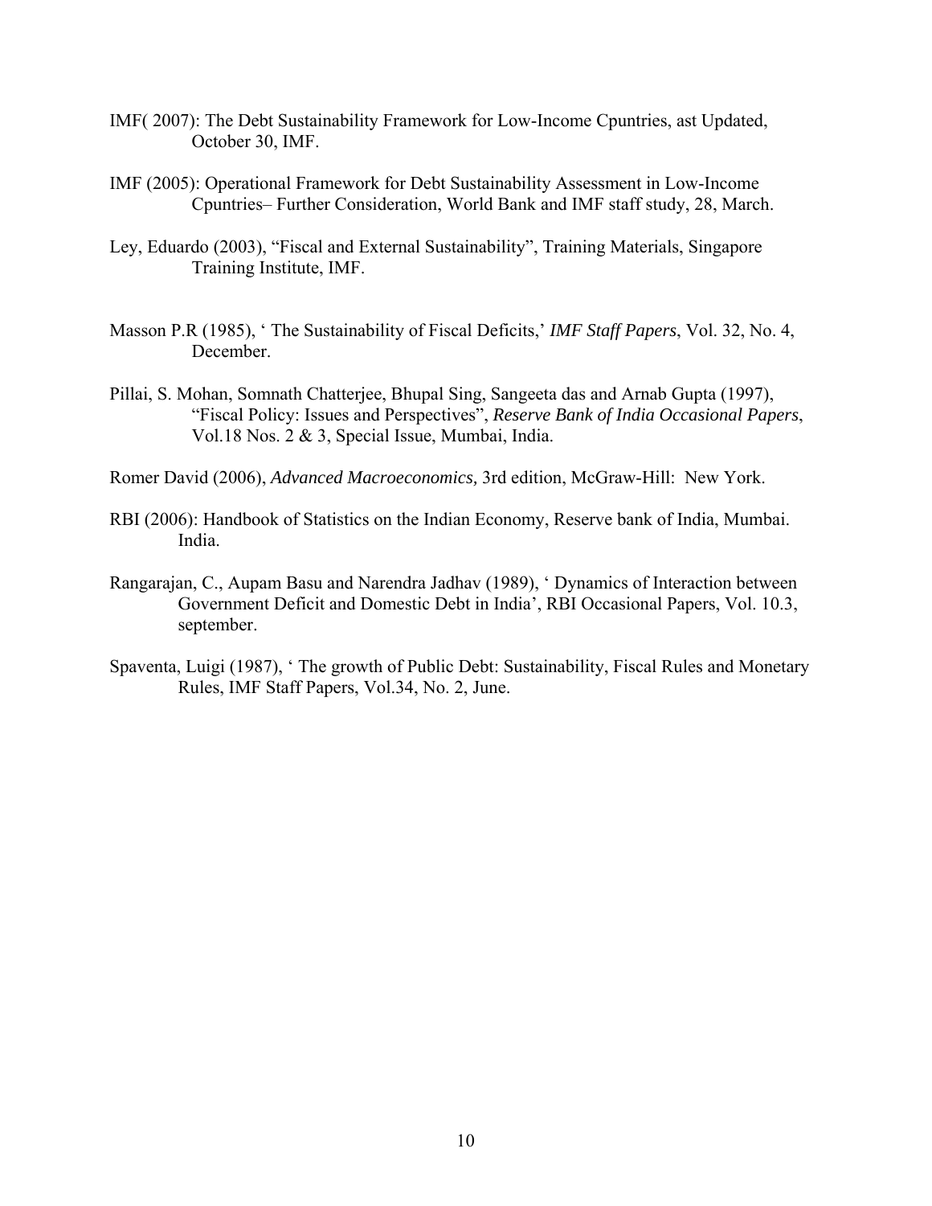IMF( 2007): The Debt Sustainability Framework for Low-Income Cpuntries, ast Updated, October 30, IMF.

IMF (2005): Operational Framework for Debt Sustainability Assessment in Low-Income Cpuntries– Further Consideration, World Bank and IMF staff study, 28, March.

Ley, Eduardo (2003), "Fiscal and External Sustainability", Training Materials, Singapore Training Institute, IMF.

Masson P.R (1985), ' The Sustainability of Fiscal Deficits,' *IMF Staff Papers*, Vol. 32, No. 4, December.

Pillai, S. Mohan, Somnath Chatterjee, Bhupal Sing, Sangeeta das and Arnab Gupta (1997), "Fiscal Policy: Issues and Perspectives", *Reserve Bank of India Occasional Papers*, Vol.18 Nos. 2 & 3, Special Issue, Mumbai, India.

Romer David (2006), *Advanced Macroeconomics,* 3rd edition, McGraw-Hill: New York.

RBI (2006): Handbook of Statistics on the Indian Economy, Reserve bank of India, Mumbai. India.

Rangarajan, C., Aupam Basu and Narendra Jadhav (1989), ' Dynamics of Interaction between Government Deficit and Domestic Debt in India', RBI Occasional Papers, Vol. 10.3, september.

Spaventa, Luigi (1987), ' The growth of Public Debt: Sustainability, Fiscal Rules and Monetary Rules, IMF Staff Papers, Vol.34, No. 2, June.